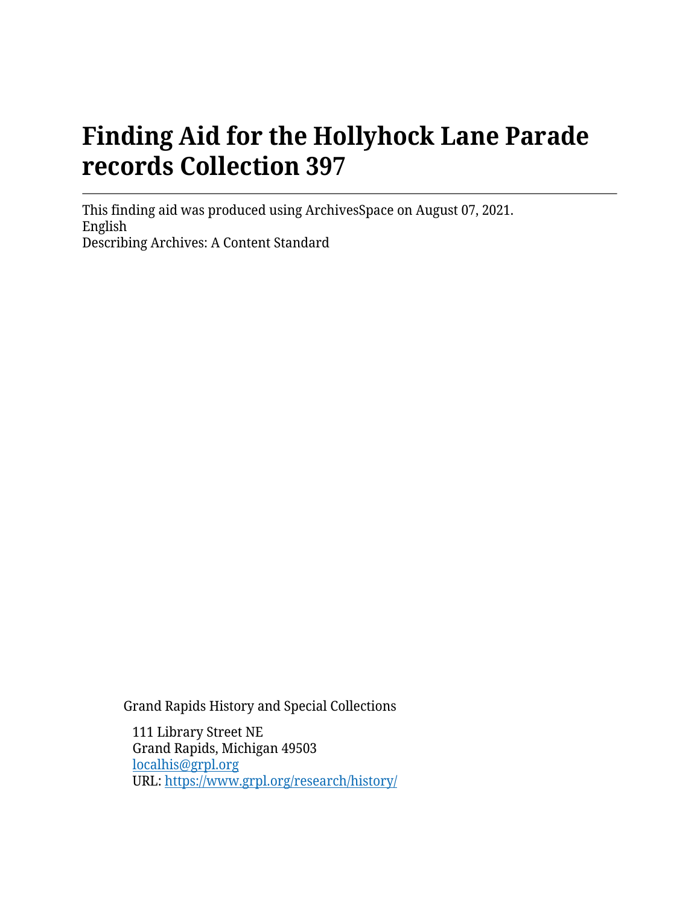# Finding Aid for the Hollyhock Lane Parade records Collection 397

This finding aid was produced using ArchivesSpace on August 07, 2021.
English
Describing Archives: A Content Standard

Grand Rapids History and Special Collections

111 Library Street NE
Grand Rapids, Michigan 49503
[localhis@grpl.org](mailto:localhis@grpl.org)
URL: [https://www.grpl.org/research/history/](https://www.grpl.org/research/history/)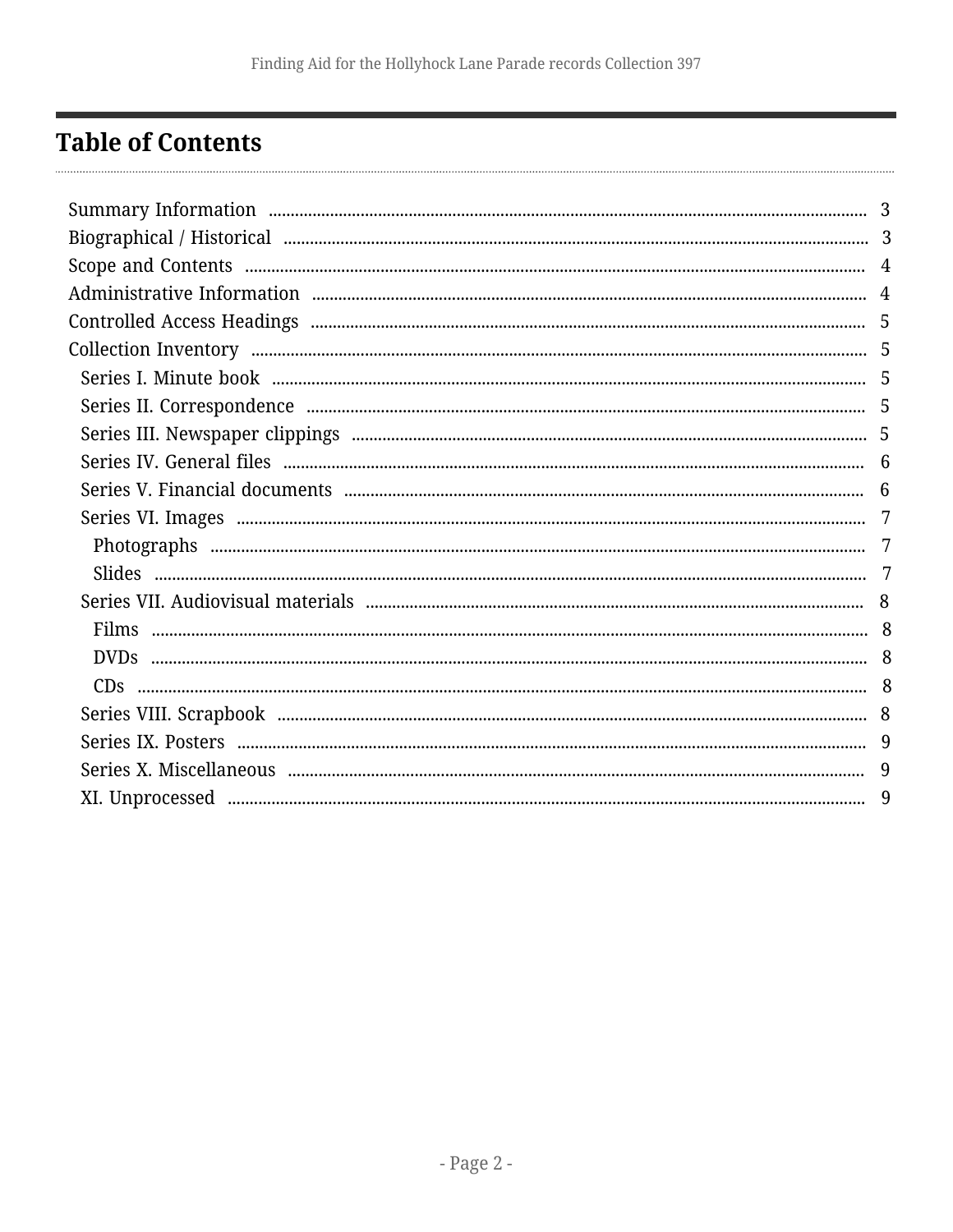# Table of Contents

- Summary Information ..... 3
- Biographical / Historical ..... 3
- Scope and Contents ..... 4
- Administrative Information ..... 4
- Controlled Access Headings ..... 5
- Collection Inventory ..... 5
  - Series I. Minute book ..... 5
  - Series II. Correspondence ..... 5
  - Series III. Newspaper clippings ..... 5
  - Series IV. General files ..... 6
  - Series V. Financial documents ..... 6
  - Series VI. Images ..... 7
    - Photographs ..... 7
    - Slides ..... 7
  - Series VII. Audiovisual materials ..... 8
    - Films ..... 8
    - DVDs ..... 8
    - CDs ..... 8
  - Series VIII. Scrapbook ..... 8
  - Series IX. Posters ..... 9
  - Series X. Miscellaneous ..... 9
  - XI. Unprocessed ..... 9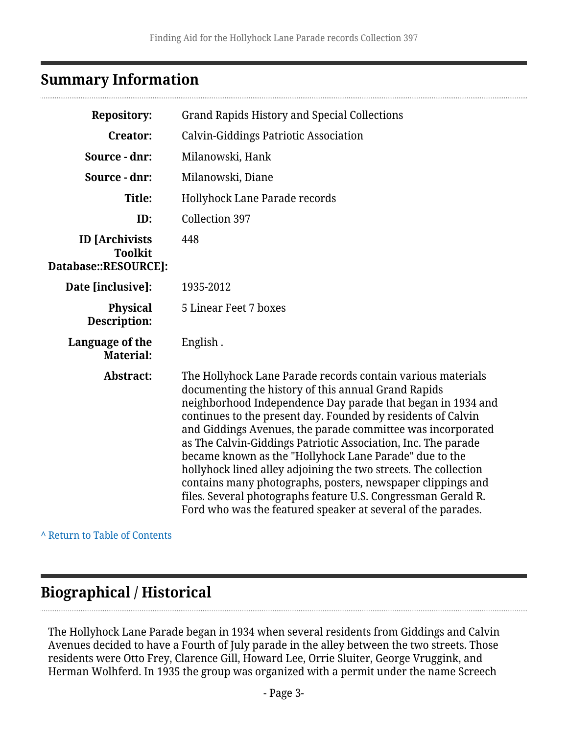## Summary Information

| | |
|---|---|
| **Repository:** | Grand Rapids History and Special Collections |
| **Creator:** | Calvin-Giddings Patriotic Association |
| **Source - dnr:** | Milanowski, Hank |
| **Source - dnr:** | Milanowski, Diane |
| **Title:** | Hollyhock Lane Parade records |
| **ID:** | Collection 397 |
| **ID [Archivists Toolkit Database::RESOURCE]:** | 448 |
| **Date [inclusive]:** | 1935-2012 |
| **Physical Description:** | 5 Linear Feet 7 boxes |
| **Language of the Material:** | English . |
| **Abstract:** | The Hollyhock Lane Parade records contain various materials documenting the history of this annual Grand Rapids neighborhood Independence Day parade that began in 1934 and continues to the present day. Founded by residents of Calvin and Giddings Avenues, the parade committee was incorporated as The Calvin-Giddings Patriotic Association, Inc. The parade became known as the "Hollyhock Lane Parade" due to the hollyhock lined alley adjoining the two streets. The collection contains many photographs, posters, newspaper clippings and files. Several photographs feature U.S. Congressman Gerald R. Ford who was the featured speaker at several of the parades. |

^ Return to Table of Contents

## Biographical / Historical

The Hollyhock Lane Parade began in 1934 when several residents from Giddings and Calvin Avenues decided to have a Fourth of July parade in the alley between the two streets. Those residents were Otto Frey, Clarence Gill, Howard Lee, Orrie Sluiter, George Vruggink, and Herman Wolhferd. In 1935 the group was organized with a permit under the name Screech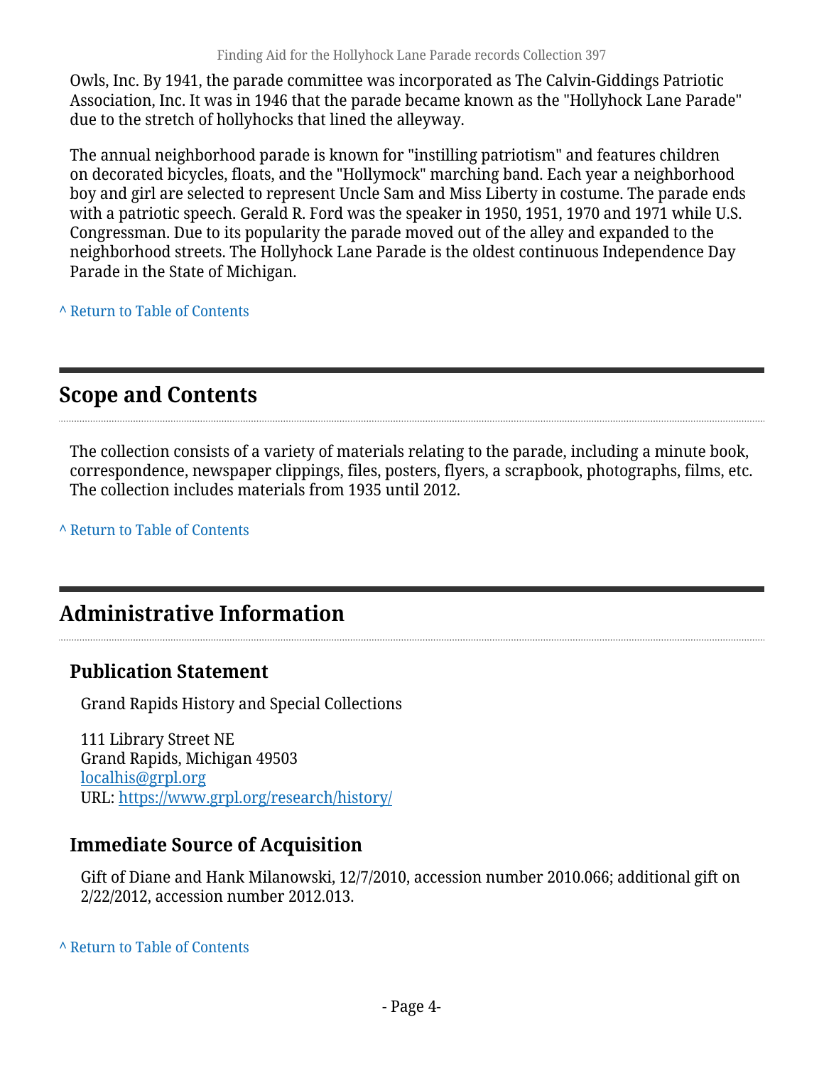Owls, Inc. By 1941, the parade committee was incorporated as The Calvin-Giddings Patriotic Association, Inc. It was in 1946 that the parade became known as the "Hollyhock Lane Parade" due to the stretch of hollyhocks that lined the alleyway.

The annual neighborhood parade is known for "instilling patriotism" and features children on decorated bicycles, floats, and the "Hollymock" marching band. Each year a neighborhood boy and girl are selected to represent Uncle Sam and Miss Liberty in costume. The parade ends with a patriotic speech. Gerald R. Ford was the speaker in 1950, 1951, 1970 and 1971 while U.S. Congressman. Due to its popularity the parade moved out of the alley and expanded to the neighborhood streets. The Hollyhock Lane Parade is the oldest continuous Independence Day Parade in the State of Michigan.

^ Return to Table of Contents

## Scope and Contents

The collection consists of a variety of materials relating to the parade, including a minute book, correspondence, newspaper clippings, files, posters, flyers, a scrapbook, photographs, films, etc. The collection includes materials from 1935 until 2012.

^ Return to Table of Contents

## Administrative Information

### Publication Statement

Grand Rapids History and Special Collections

111 Library Street NE
Grand Rapids, Michigan 49503
localhis@grpl.org
URL: https://www.grpl.org/research/history/

### Immediate Source of Acquisition

Gift of Diane and Hank Milanowski, 12/7/2010, accession number 2010.066; additional gift on 2/22/2012, accession number 2012.013.

^ Return to Table of Contents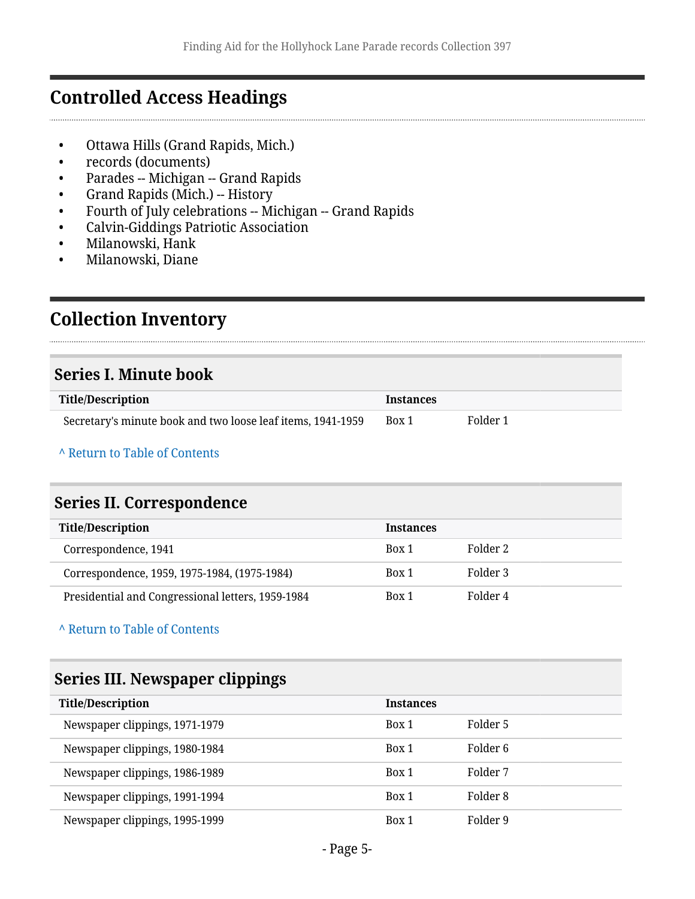## Controlled Access Headings

- Ottawa Hills (Grand Rapids, Mich.)
- records (documents)
- Parades -- Michigan -- Grand Rapids
- Grand Rapids (Mich.) -- History
- Fourth of July celebrations -- Michigan -- Grand Rapids
- Calvin-Giddings Patriotic Association
- Milanowski, Hank
- Milanowski, Diane

## Collection Inventory

### Series I. Minute book

| Title/Description | Instances | |
|---|---|---|
| Secretary's minute book and two loose leaf items, 1941-1959 | Box 1 | Folder 1 |

^ Return to Table of Contents

### Series II. Correspondence

| Title/Description | Instances | |
|---|---|---|
| Correspondence, 1941 | Box 1 | Folder 2 |
| Correspondence, 1959, 1975-1984, (1975-1984) | Box 1 | Folder 3 |
| Presidential and Congressional letters, 1959-1984 | Box 1 | Folder 4 |

^ Return to Table of Contents

### Series III. Newspaper clippings

| Title/Description | Instances | |
|---|---|---|
| Newspaper clippings, 1971-1979 | Box 1 | Folder 5 |
| Newspaper clippings, 1980-1984 | Box 1 | Folder 6 |
| Newspaper clippings, 1986-1989 | Box 1 | Folder 7 |
| Newspaper clippings, 1991-1994 | Box 1 | Folder 8 |
| Newspaper clippings, 1995-1999 | Box 1 | Folder 9 |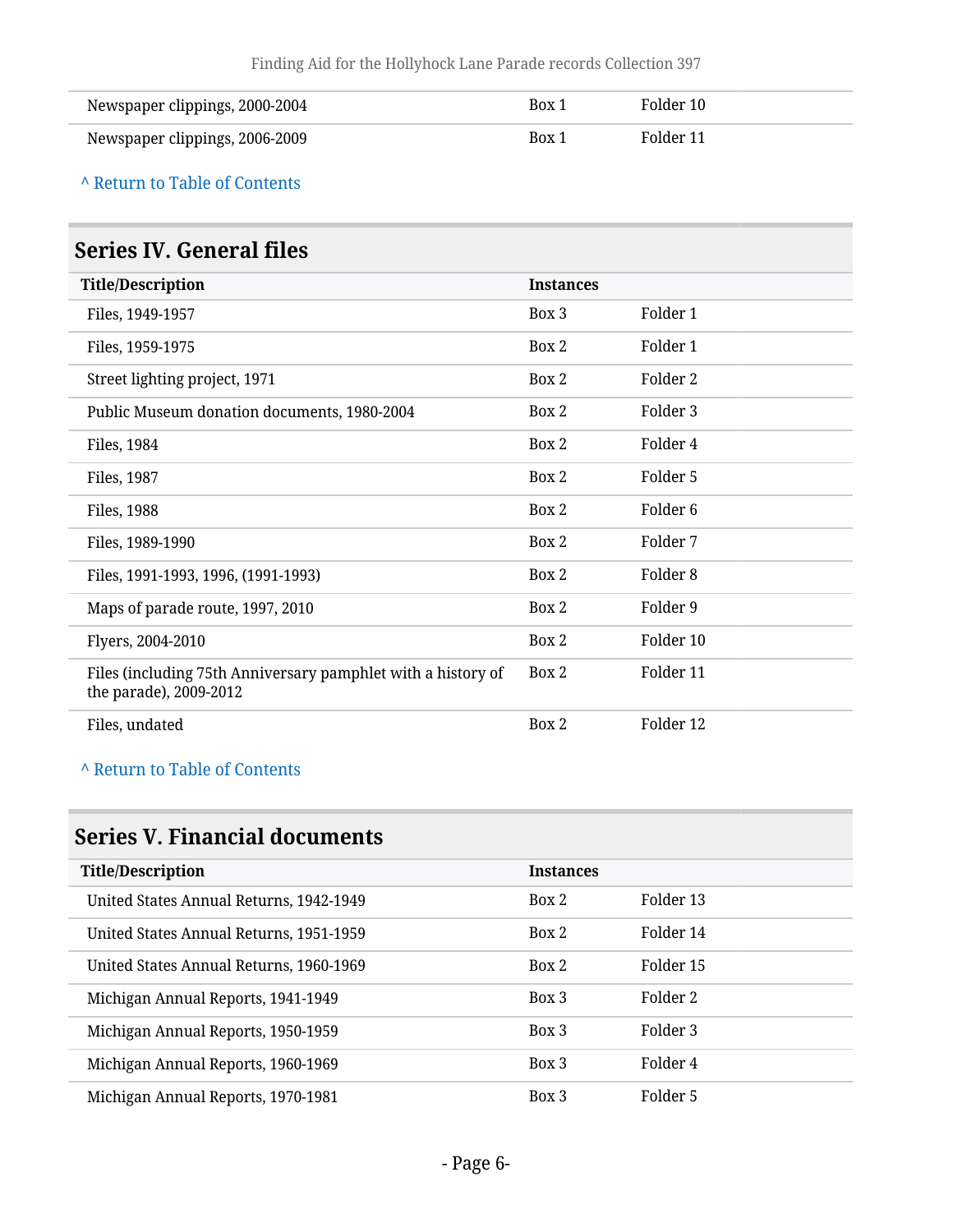| | | |
|---|---|---|
| Newspaper clippings, 2000-2004 | Box 1 | Folder 10 |
| Newspaper clippings, 2006-2009 | Box 1 | Folder 11 |

^ Return to Table of Contents

## Series IV. General files

| Title/Description | Instances | |
|---|---|---|
| Files, 1949-1957 | Box 3 | Folder 1 |
| Files, 1959-1975 | Box 2 | Folder 1 |
| Street lighting project, 1971 | Box 2 | Folder 2 |
| Public Museum donation documents, 1980-2004 | Box 2 | Folder 3 |
| Files, 1984 | Box 2 | Folder 4 |
| Files, 1987 | Box 2 | Folder 5 |
| Files, 1988 | Box 2 | Folder 6 |
| Files, 1989-1990 | Box 2 | Folder 7 |
| Files, 1991-1993, 1996, (1991-1993) | Box 2 | Folder 8 |
| Maps of parade route, 1997, 2010 | Box 2 | Folder 9 |
| Flyers, 2004-2010 | Box 2 | Folder 10 |
| Files (including 75th Anniversary pamphlet with a history of the parade), 2009-2012 | Box 2 | Folder 11 |
| Files, undated | Box 2 | Folder 12 |

^ Return to Table of Contents

## Series V. Financial documents

| Title/Description | Instances | |
|---|---|---|
| United States Annual Returns, 1942-1949 | Box 2 | Folder 13 |
| United States Annual Returns, 1951-1959 | Box 2 | Folder 14 |
| United States Annual Returns, 1960-1969 | Box 2 | Folder 15 |
| Michigan Annual Reports, 1941-1949 | Box 3 | Folder 2 |
| Michigan Annual Reports, 1950-1959 | Box 3 | Folder 3 |
| Michigan Annual Reports, 1960-1969 | Box 3 | Folder 4 |
| Michigan Annual Reports, 1970-1981 | Box 3 | Folder 5 |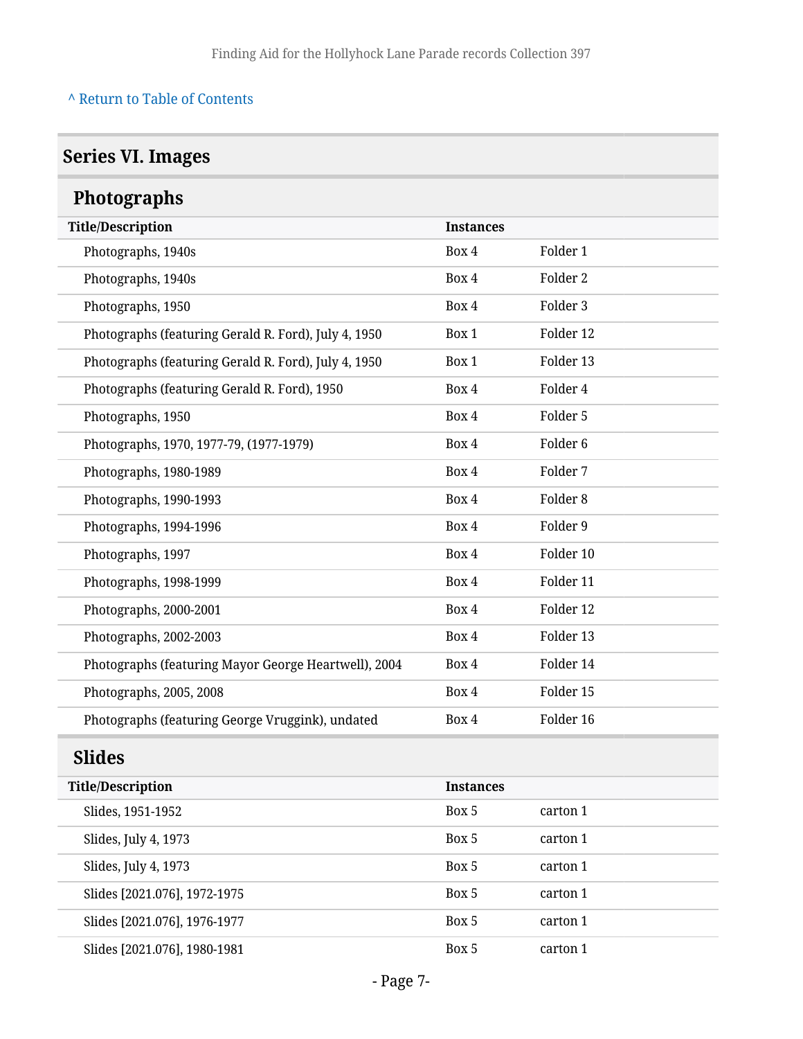[^ Return to Table of Contents]

## Series VI. Images

### Photographs

| Title/Description | Instances | |
|---|---|---|
| Photographs, 1940s | Box 4 | Folder 1 |
| Photographs, 1940s | Box 4 | Folder 2 |
| Photographs, 1950 | Box 4 | Folder 3 |
| Photographs (featuring Gerald R. Ford), July 4, 1950 | Box 1 | Folder 12 |
| Photographs (featuring Gerald R. Ford), July 4, 1950 | Box 1 | Folder 13 |
| Photographs (featuring Gerald R. Ford), 1950 | Box 4 | Folder 4 |
| Photographs, 1950 | Box 4 | Folder 5 |
| Photographs, 1970, 1977-79, (1977-1979) | Box 4 | Folder 6 |
| Photographs, 1980-1989 | Box 4 | Folder 7 |
| Photographs, 1990-1993 | Box 4 | Folder 8 |
| Photographs, 1994-1996 | Box 4 | Folder 9 |
| Photographs, 1997 | Box 4 | Folder 10 |
| Photographs, 1998-1999 | Box 4 | Folder 11 |
| Photographs, 2000-2001 | Box 4 | Folder 12 |
| Photographs, 2002-2003 | Box 4 | Folder 13 |
| Photographs (featuring Mayor George Heartwell), 2004 | Box 4 | Folder 14 |
| Photographs, 2005, 2008 | Box 4 | Folder 15 |
| Photographs (featuring George Vruggink), undated | Box 4 | Folder 16 |

### Slides

| Title/Description | Instances | |
|---|---|---|
| Slides, 1951-1952 | Box 5 | carton 1 |
| Slides, July 4, 1973 | Box 5 | carton 1 |
| Slides, July 4, 1973 | Box 5 | carton 1 |
| Slides [2021.076], 1972-1975 | Box 5 | carton 1 |
| Slides [2021.076], 1976-1977 | Box 5 | carton 1 |
| Slides [2021.076], 1980-1981 | Box 5 | carton 1 |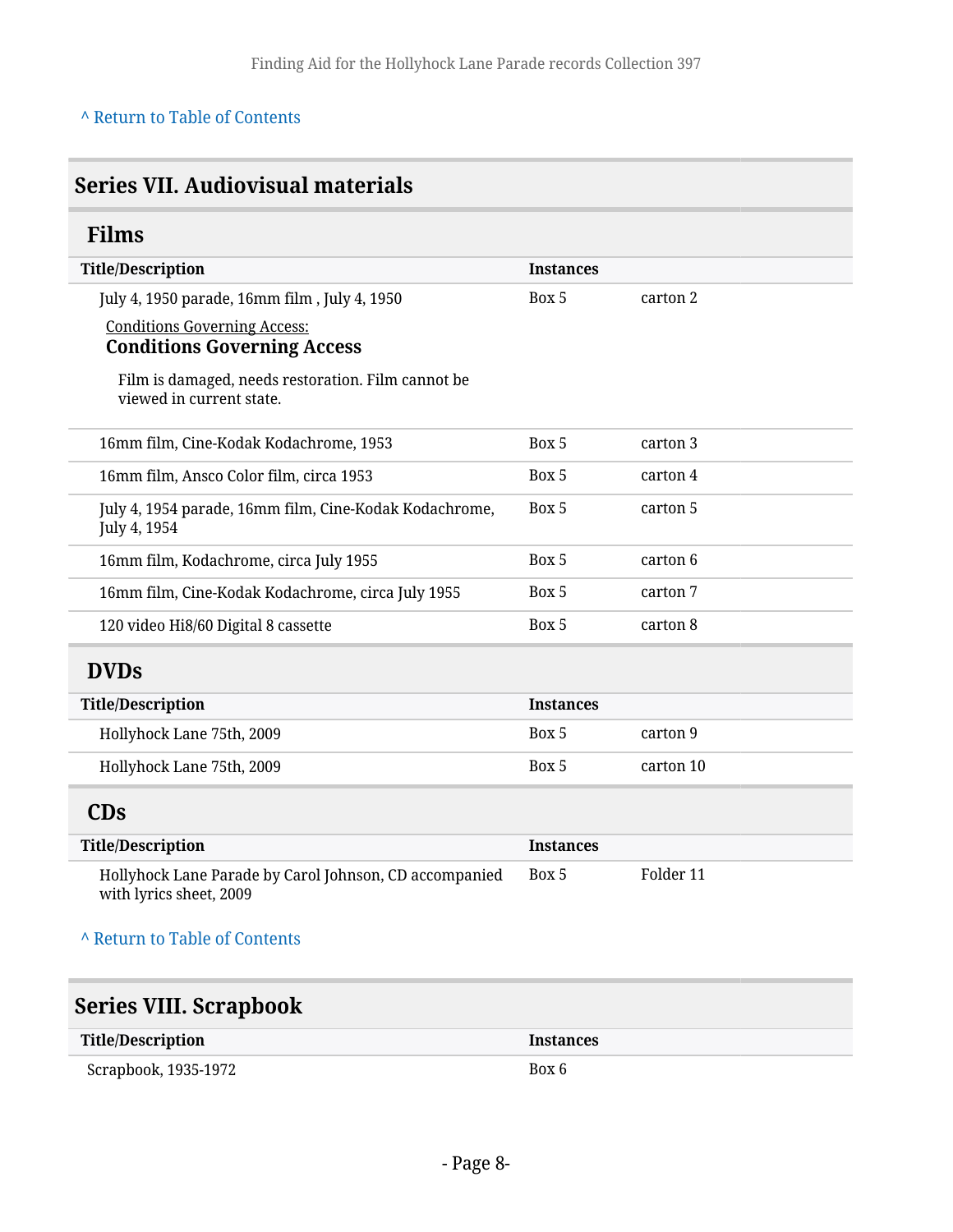^ Return to Table of Contents

## Series VII. Audiovisual materials

### Films

| Title/Description | Instances | |
|---|---|---|
| July 4, 1950 parade, 16mm film , July 4, 1950<br>Conditions Governing Access:<br>**Conditions Governing Access**<br>Film is damaged, needs restoration. Film cannot be viewed in current state. | Box 5 | carton 2 |
| 16mm film, Cine-Kodak Kodachrome, 1953 | Box 5 | carton 3 |
| 16mm film, Ansco Color film, circa 1953 | Box 5 | carton 4 |
| July 4, 1954 parade, 16mm film, Cine-Kodak Kodachrome, July 4, 1954 | Box 5 | carton 5 |
| 16mm film, Kodachrome, circa July 1955 | Box 5 | carton 6 |
| 16mm film, Cine-Kodak Kodachrome, circa July 1955 | Box 5 | carton 7 |
| 120 video Hi8/60 Digital 8 cassette | Box 5 | carton 8 |

### DVDs

| Title/Description | Instances | |
|---|---|---|
| Hollyhock Lane 75th, 2009 | Box 5 | carton 9 |
| Hollyhock Lane 75th, 2009 | Box 5 | carton 10 |

### CDs

| Title/Description | Instances | |
|---|---|---|
| Hollyhock Lane Parade by Carol Johnson, CD accompanied with lyrics sheet, 2009 | Box 5 | Folder 11 |

^ Return to Table of Contents

## Series VIII. Scrapbook

| Title/Description | Instances |
|---|---|
| Scrapbook, 1935-1972 | Box 6 |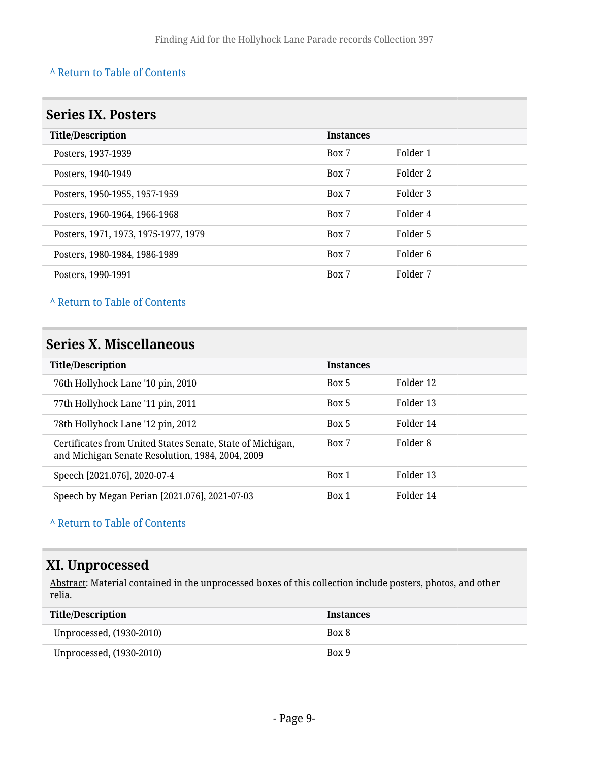[^ Return to Table of Contents](#)

## Series IX. Posters

| Title/Description | Instances | |
|---|---|---|
| Posters, 1937-1939 | Box 7 | Folder 1 |
| Posters, 1940-1949 | Box 7 | Folder 2 |
| Posters, 1950-1955, 1957-1959 | Box 7 | Folder 3 |
| Posters, 1960-1964, 1966-1968 | Box 7 | Folder 4 |
| Posters, 1971, 1973, 1975-1977, 1979 | Box 7 | Folder 5 |
| Posters, 1980-1984, 1986-1989 | Box 7 | Folder 6 |
| Posters, 1990-1991 | Box 7 | Folder 7 |

[^ Return to Table of Contents](#)

## Series X. Miscellaneous

| Title/Description | Instances | |
|---|---|---|
| 76th Hollyhock Lane '10 pin, 2010 | Box 5 | Folder 12 |
| 77th Hollyhock Lane '11 pin, 2011 | Box 5 | Folder 13 |
| 78th Hollyhock Lane '12 pin, 2012 | Box 5 | Folder 14 |
| Certificates from United States Senate, State of Michigan, and Michigan Senate Resolution, 1984, 2004, 2009 | Box 7 | Folder 8 |
| Speech [2021.076], 2020-07-4 | Box 1 | Folder 13 |
| Speech by Megan Perian [2021.076], 2021-07-03 | Box 1 | Folder 14 |

[^ Return to Table of Contents](#)

## XI. Unprocessed

Abstract: Material contained in the unprocessed boxes of this collection include posters, photos, and other relia.

| Title/Description | Instances |
|---|---|
| Unprocessed, (1930-2010) | Box 8 |
| Unprocessed, (1930-2010) | Box 9 |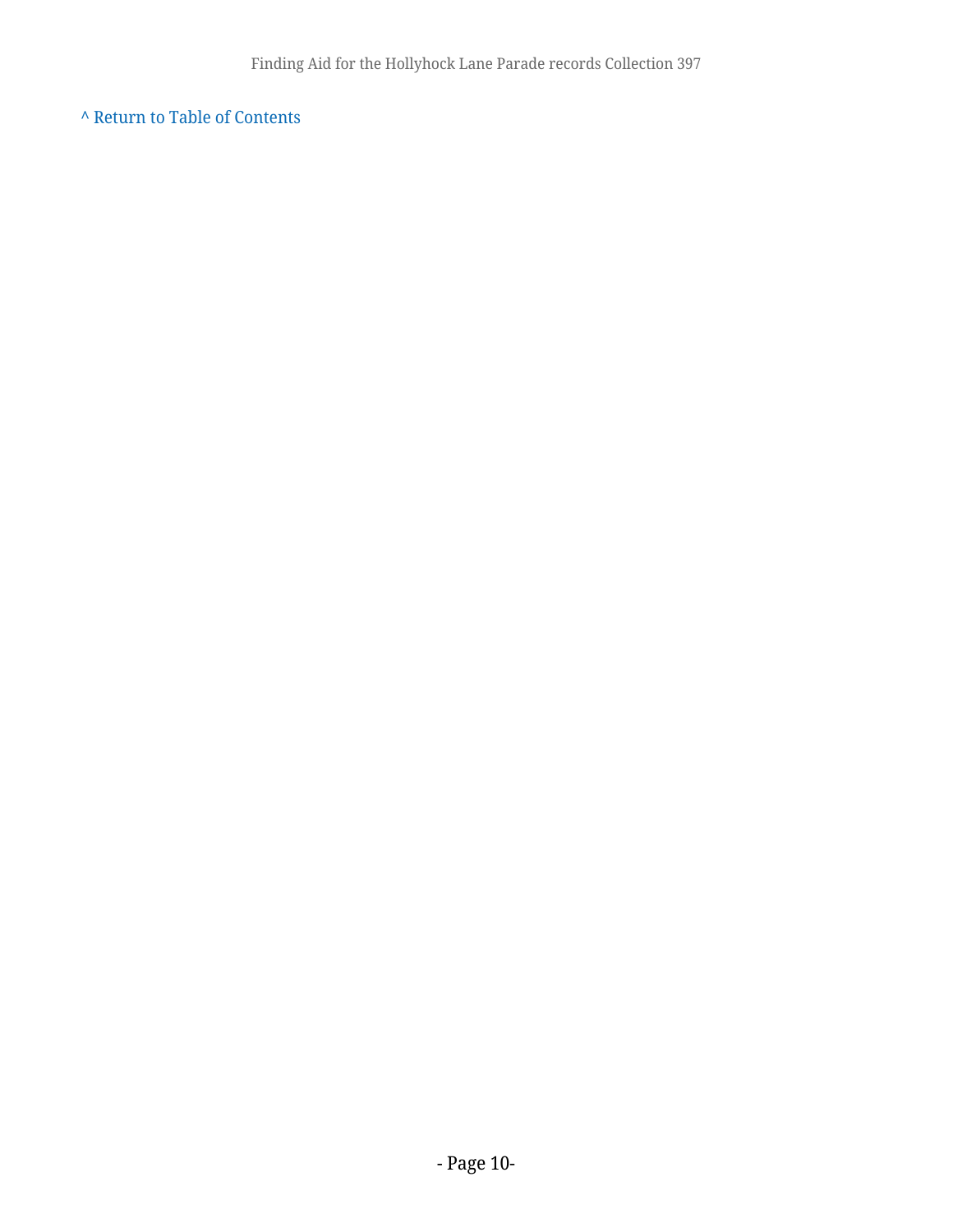^ Return to Table of Contents